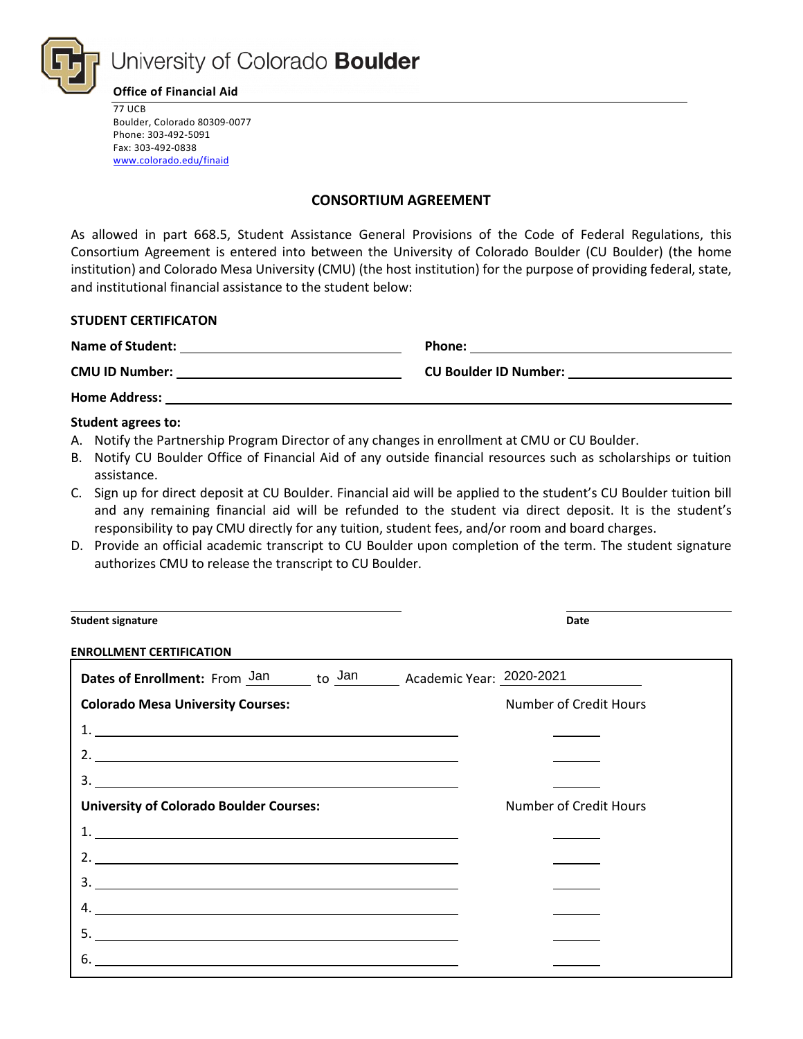University of Colorado **Boulder**

**Office of Financial Aid**

77 UCB
Boulder, Colorado 80309-0077
Phone: 303-492-5091
Fax: 303-492-0838
www.colorado.edu/finaid

## CONSORTIUM AGREEMENT

As allowed in part 668.5, Student Assistance General Provisions of the Code of Federal Regulations, this Consortium Agreement is entered into between the University of Colorado Boulder (CU Boulder) (the home institution) and Colorado Mesa University (CMU) (the host institution) for the purpose of providing federal, state, and institutional financial assistance to the student below:

### STUDENT CERTIFICATON

**Name of Student:** ______________________ **Phone:** ______________________

**CMU ID Number:** ______________________ **CU Boulder ID Number:** ______________________

**Home Address:** ______________________________________________

**Student agrees to:**

A. Notify the Partnership Program Director of any changes in enrollment at CMU or CU Boulder.
B. Notify CU Boulder Office of Financial Aid of any outside financial resources such as scholarships or tuition assistance.
C. Sign up for direct deposit at CU Boulder. Financial aid will be applied to the student's CU Boulder tuition bill and any remaining financial aid will be refunded to the student via direct deposit. It is the student's responsibility to pay CMU directly for any tuition, student fees, and/or room and board charges.
D. Provide an official academic transcript to CU Boulder upon completion of the term. The student signature authorizes CMU to release the transcript to CU Boulder.

______________________ ______________________

**Student signature** **Date**

### ENROLLMENT CERTIFICATION

**Dates of Enrollment:** From Jan to Jan Academic Year: 2020-2021

**Colorado Mesa University Courses:** Number of Credit Hours

1. ______________________ ______
2. ______________________ ______
3. ______________________ ______

**University of Colorado Boulder Courses:** Number of Credit Hours

1. ______________________ ______
2. ______________________ ______
3. ______________________ ______
4. ______________________ ______
5. ______________________ ______
6. ______________________ ______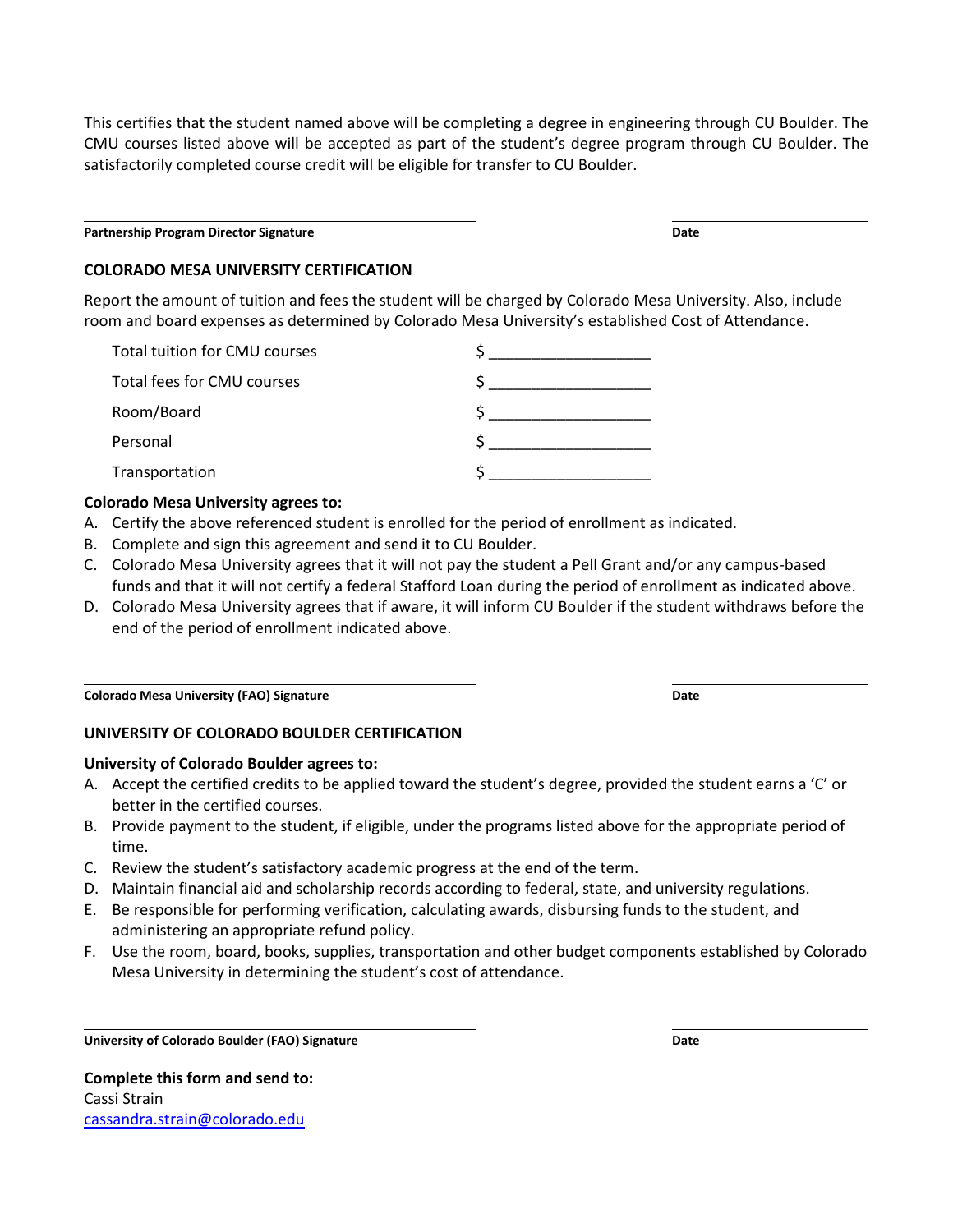This certifies that the student named above will be completing a degree in engineering through CU Boulder. The CMU courses listed above will be accepted as part of the student's degree program through CU Boulder. The satisfactorily completed course credit will be eligible for transfer to CU Boulder.

\_\_\_\_\_\_\_\_\_\_\_\_\_\_\_\_\_\_\_\_\_\_\_\_\_\_\_\_\_\_\_\_\_\_\_\_\_\_\_\_ \_\_\_\_\_\_\_\_\_\_\_\_\_\_\_\_\_\_\_\_

**Partnership Program Director Signature** **Date**

**COLORADO MESA UNIVERSITY CERTIFICATION**

Report the amount of tuition and fees the student will be charged by Colorado Mesa University. Also, include room and board expenses as determined by Colorado Mesa University's established Cost of Attendance.

| | |
|---|---|
| Total tuition for CMU courses | $ \_\_\_\_\_\_\_\_\_\_\_\_\_\_\_\_\_\_ |
| Total fees for CMU courses | $ \_\_\_\_\_\_\_\_\_\_\_\_\_\_\_\_\_\_ |
| Room/Board | $ \_\_\_\_\_\_\_\_\_\_\_\_\_\_\_\_\_\_ |
| Personal | $ \_\_\_\_\_\_\_\_\_\_\_\_\_\_\_\_\_\_ |
| Transportation | $ \_\_\_\_\_\_\_\_\_\_\_\_\_\_\_\_\_\_ |

**Colorado Mesa University agrees to:**

A. Certify the above referenced student is enrolled for the period of enrollment as indicated.
B. Complete and sign this agreement and send it to CU Boulder.
C. Colorado Mesa University agrees that it will not pay the student a Pell Grant and/or any campus-based funds and that it will not certify a federal Stafford Loan during the period of enrollment as indicated above.
D. Colorado Mesa University agrees that if aware, it will inform CU Boulder if the student withdraws before the end of the period of enrollment indicated above.

\_\_\_\_\_\_\_\_\_\_\_\_\_\_\_\_\_\_\_\_\_\_\_\_\_\_\_\_\_\_\_\_\_\_\_\_\_\_\_\_ \_\_\_\_\_\_\_\_\_\_\_\_\_\_\_\_\_\_\_\_

**Colorado Mesa University (FAO) Signature** **Date**

**UNIVERSITY OF COLORADO BOULDER CERTIFICATION**

**University of Colorado Boulder agrees to:**

A. Accept the certified credits to be applied toward the student's degree, provided the student earns a 'C' or better in the certified courses.
B. Provide payment to the student, if eligible, under the programs listed above for the appropriate period of time.
C. Review the student's satisfactory academic progress at the end of the term.
D. Maintain financial aid and scholarship records according to federal, state, and university regulations.
E. Be responsible for performing verification, calculating awards, disbursing funds to the student, and administering an appropriate refund policy.
F. Use the room, board, books, supplies, transportation and other budget components established by Colorado Mesa University in determining the student's cost of attendance.

\_\_\_\_\_\_\_\_\_\_\_\_\_\_\_\_\_\_\_\_\_\_\_\_\_\_\_\_\_\_\_\_\_\_\_\_\_\_\_\_ \_\_\_\_\_\_\_\_\_\_\_\_\_\_\_\_\_\_\_\_

**University of Colorado Boulder (FAO) Signature** **Date**

**Complete this form and send to:**
Cassi Strain
cassandra.strain@colorado.edu